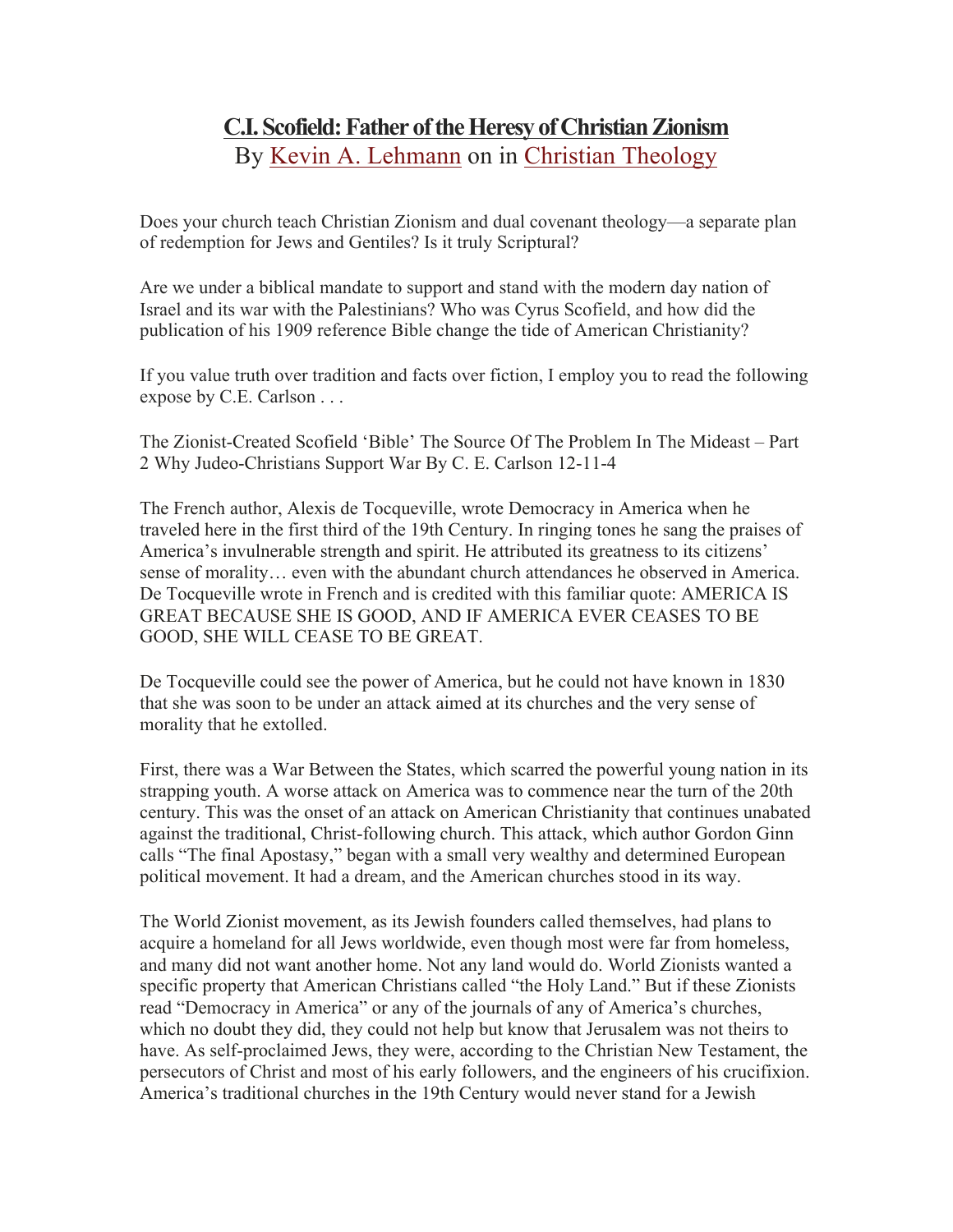# C.I. Scofield: Father of the Heresy of Christian Zionism

By Kevin A. Lehmann on in Christian Theology

Does your church teach Christian Zionism and dual covenant theology—a separate plan of redemption for Jews and Gentiles? Is it truly Scriptural?

Are we under a biblical mandate to support and stand with the modern day nation of Israel and its war with the Palestinians? Who was Cyrus Scofield, and how did the publication of his 1909 reference Bible change the tide of American Christianity?

If you value truth over tradition and facts over fiction, I employ you to read the following expose by C.E. Carlson . . .

The Zionist-Created Scofield 'Bible' The Source Of The Problem In The Mideast – Part 2 Why Judeo-Christians Support War By C. E. Carlson 12-11-4

The French author, Alexis de Tocqueville, wrote Democracy in America when he traveled here in the first third of the 19th Century. In ringing tones he sang the praises of America's invulnerable strength and spirit. He attributed its greatness to its citizens' sense of morality… even with the abundant church attendances he observed in America. De Tocqueville wrote in French and is credited with this familiar quote: AMERICA IS GREAT BECAUSE SHE IS GOOD, AND IF AMERICA EVER CEASES TO BE GOOD, SHE WILL CEASE TO BE GREAT.

De Tocqueville could see the power of America, but he could not have known in 1830 that she was soon to be under an attack aimed at its churches and the very sense of morality that he extolled.

First, there was a War Between the States, which scarred the powerful young nation in its strapping youth. A worse attack on America was to commence near the turn of the 20th century. This was the onset of an attack on American Christianity that continues unabated against the traditional, Christ-following church. This attack, which author Gordon Ginn calls "The final Apostasy," began with a small very wealthy and determined European political movement. It had a dream, and the American churches stood in its way.

The World Zionist movement, as its Jewish founders called themselves, had plans to acquire a homeland for all Jews worldwide, even though most were far from homeless, and many did not want another home. Not any land would do. World Zionists wanted a specific property that American Christians called "the Holy Land." But if these Zionists read "Democracy in America" or any of the journals of any of America's churches, which no doubt they did, they could not help but know that Jerusalem was not theirs to have. As self-proclaimed Jews, they were, according to the Christian New Testament, the persecutors of Christ and most of his early followers, and the engineers of his crucifixion. America's traditional churches in the 19th Century would never stand for a Jewish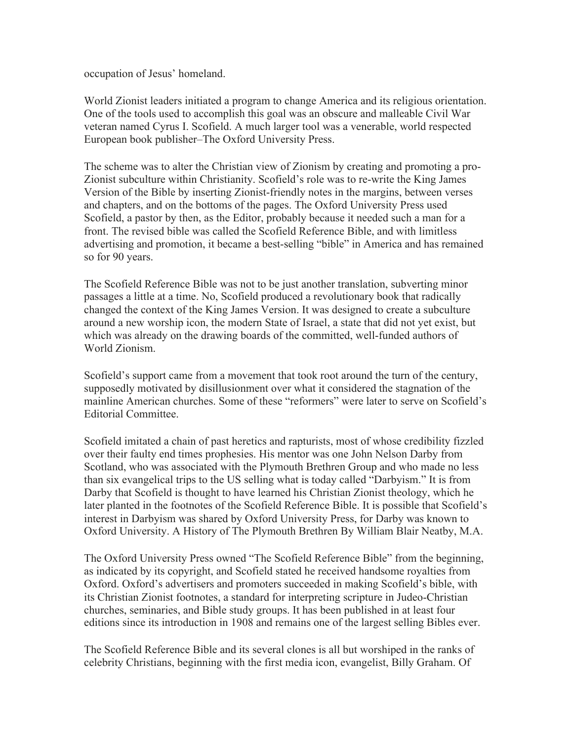occupation of Jesus' homeland.

World Zionist leaders initiated a program to change America and its religious orientation. One of the tools used to accomplish this goal was an obscure and malleable Civil War veteran named Cyrus I. Scofield. A much larger tool was a venerable, world respected European book publisher–The Oxford University Press.

The scheme was to alter the Christian view of Zionism by creating and promoting a pro-Zionist subculture within Christianity. Scofield's role was to re-write the King James Version of the Bible by inserting Zionist-friendly notes in the margins, between verses and chapters, and on the bottoms of the pages. The Oxford University Press used Scofield, a pastor by then, as the Editor, probably because it needed such a man for a front. The revised bible was called the Scofield Reference Bible, and with limitless advertising and promotion, it became a best-selling "bible" in America and has remained so for 90 years.

The Scofield Reference Bible was not to be just another translation, subverting minor passages a little at a time. No, Scofield produced a revolutionary book that radically changed the context of the King James Version. It was designed to create a subculture around a new worship icon, the modern State of Israel, a state that did not yet exist, but which was already on the drawing boards of the committed, well-funded authors of World Zionism.

Scofield's support came from a movement that took root around the turn of the century, supposedly motivated by disillusionment over what it considered the stagnation of the mainline American churches. Some of these "reformers" were later to serve on Scofield's Editorial Committee.

Scofield imitated a chain of past heretics and rapturists, most of whose credibility fizzled over their faulty end times prophesies. His mentor was one John Nelson Darby from Scotland, who was associated with the Plymouth Brethren Group and who made no less than six evangelical trips to the US selling what is today called "Darbyism." It is from Darby that Scofield is thought to have learned his Christian Zionist theology, which he later planted in the footnotes of the Scofield Reference Bible. It is possible that Scofield's interest in Darbyism was shared by Oxford University Press, for Darby was known to Oxford University. A History of The Plymouth Brethren By William Blair Neatby, M.A.

The Oxford University Press owned "The Scofield Reference Bible" from the beginning, as indicated by its copyright, and Scofield stated he received handsome royalties from Oxford. Oxford's advertisers and promoters succeeded in making Scofield's bible, with its Christian Zionist footnotes, a standard for interpreting scripture in Judeo-Christian churches, seminaries, and Bible study groups. It has been published in at least four editions since its introduction in 1908 and remains one of the largest selling Bibles ever.

The Scofield Reference Bible and its several clones is all but worshiped in the ranks of celebrity Christians, beginning with the first media icon, evangelist, Billy Graham. Of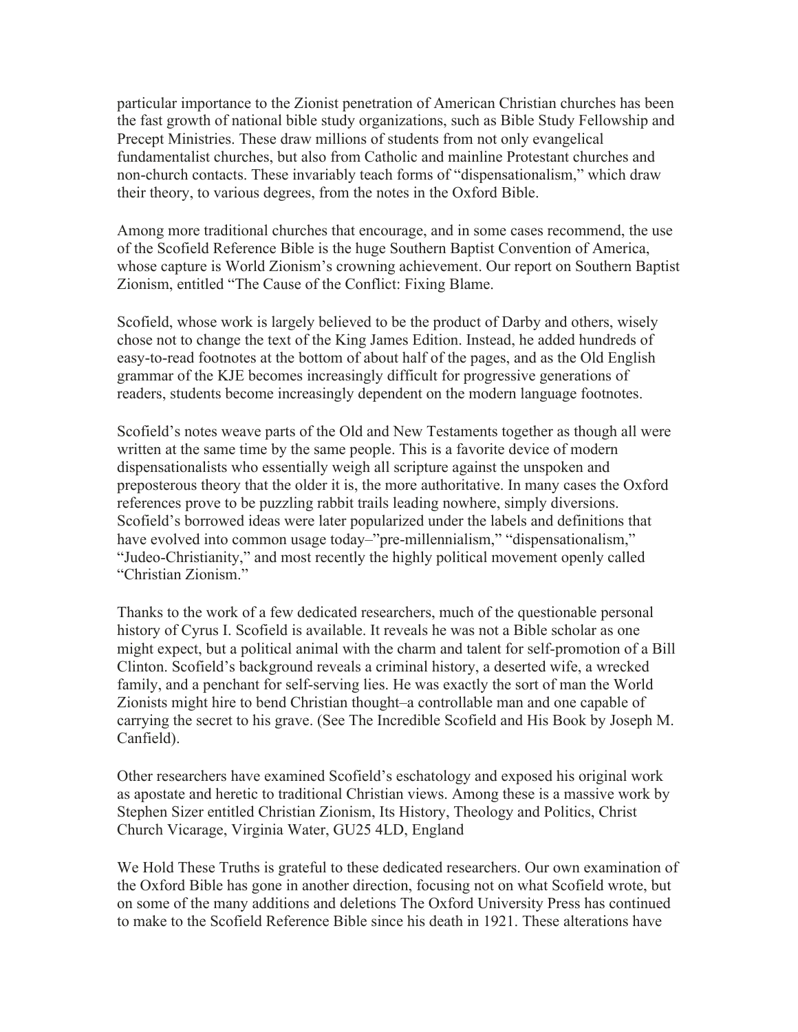particular importance to the Zionist penetration of American Christian churches has been the fast growth of national bible study organizations, such as Bible Study Fellowship and Precept Ministries. These draw millions of students from not only evangelical fundamentalist churches, but also from Catholic and mainline Protestant churches and non-church contacts. These invariably teach forms of "dispensationalism," which draw their theory, to various degrees, from the notes in the Oxford Bible.

Among more traditional churches that encourage, and in some cases recommend, the use of the Scofield Reference Bible is the huge Southern Baptist Convention of America, whose capture is World Zionism's crowning achievement. Our report on Southern Baptist Zionism, entitled "The Cause of the Conflict: Fixing Blame.

Scofield, whose work is largely believed to be the product of Darby and others, wisely chose not to change the text of the King James Edition. Instead, he added hundreds of easy-to-read footnotes at the bottom of about half of the pages, and as the Old English grammar of the KJE becomes increasingly difficult for progressive generations of readers, students become increasingly dependent on the modern language footnotes.

Scofield's notes weave parts of the Old and New Testaments together as though all were written at the same time by the same people. This is a favorite device of modern dispensationalists who essentially weigh all scripture against the unspoken and preposterous theory that the older it is, the more authoritative. In many cases the Oxford references prove to be puzzling rabbit trails leading nowhere, simply diversions. Scofield's borrowed ideas were later popularized under the labels and definitions that have evolved into common usage today–"pre-millennialism," "dispensationalism," "Judeo-Christianity," and most recently the highly political movement openly called "Christian Zionism."

Thanks to the work of a few dedicated researchers, much of the questionable personal history of Cyrus I. Scofield is available. It reveals he was not a Bible scholar as one might expect, but a political animal with the charm and talent for self-promotion of a Bill Clinton. Scofield's background reveals a criminal history, a deserted wife, a wrecked family, and a penchant for self-serving lies. He was exactly the sort of man the World Zionists might hire to bend Christian thought–a controllable man and one capable of carrying the secret to his grave. (See The Incredible Scofield and His Book by Joseph M. Canfield).

Other researchers have examined Scofield's eschatology and exposed his original work as apostate and heretic to traditional Christian views. Among these is a massive work by Stephen Sizer entitled Christian Zionism, Its History, Theology and Politics, Christ Church Vicarage, Virginia Water, GU25 4LD, England

We Hold These Truths is grateful to these dedicated researchers. Our own examination of the Oxford Bible has gone in another direction, focusing not on what Scofield wrote, but on some of the many additions and deletions The Oxford University Press has continued to make to the Scofield Reference Bible since his death in 1921. These alterations have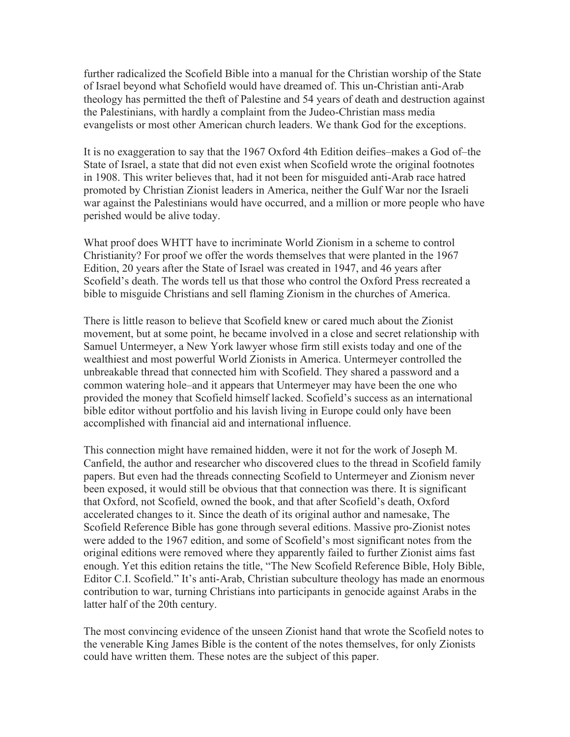further radicalized the Scofield Bible into a manual for the Christian worship of the State of Israel beyond what Schofield would have dreamed of. This un-Christian anti-Arab theology has permitted the theft of Palestine and 54 years of death and destruction against the Palestinians, with hardly a complaint from the Judeo-Christian mass media evangelists or most other American church leaders. We thank God for the exceptions.

It is no exaggeration to say that the 1967 Oxford 4th Edition deifies–makes a God of–the State of Israel, a state that did not even exist when Scofield wrote the original footnotes in 1908. This writer believes that, had it not been for misguided anti-Arab race hatred promoted by Christian Zionist leaders in America, neither the Gulf War nor the Israeli war against the Palestinians would have occurred, and a million or more people who have perished would be alive today.

What proof does WHTT have to incriminate World Zionism in a scheme to control Christianity? For proof we offer the words themselves that were planted in the 1967 Edition, 20 years after the State of Israel was created in 1947, and 46 years after Scofield's death. The words tell us that those who control the Oxford Press recreated a bible to misguide Christians and sell flaming Zionism in the churches of America.

There is little reason to believe that Scofield knew or cared much about the Zionist movement, but at some point, he became involved in a close and secret relationship with Samuel Untermeyer, a New York lawyer whose firm still exists today and one of the wealthiest and most powerful World Zionists in America. Untermeyer controlled the unbreakable thread that connected him with Scofield. They shared a password and a common watering hole–and it appears that Untermeyer may have been the one who provided the money that Scofield himself lacked. Scofield's success as an international bible editor without portfolio and his lavish living in Europe could only have been accomplished with financial aid and international influence.

This connection might have remained hidden, were it not for the work of Joseph M. Canfield, the author and researcher who discovered clues to the thread in Scofield family papers. But even had the threads connecting Scofield to Untermeyer and Zionism never been exposed, it would still be obvious that that connection was there. It is significant that Oxford, not Scofield, owned the book, and that after Scofield's death, Oxford accelerated changes to it. Since the death of its original author and namesake, The Scofield Reference Bible has gone through several editions. Massive pro-Zionist notes were added to the 1967 edition, and some of Scofield's most significant notes from the original editions were removed where they apparently failed to further Zionist aims fast enough. Yet this edition retains the title, "The New Scofield Reference Bible, Holy Bible, Editor C.I. Scofield." It's anti-Arab, Christian subculture theology has made an enormous contribution to war, turning Christians into participants in genocide against Arabs in the latter half of the 20th century.

The most convincing evidence of the unseen Zionist hand that wrote the Scofield notes to the venerable King James Bible is the content of the notes themselves, for only Zionists could have written them. These notes are the subject of this paper.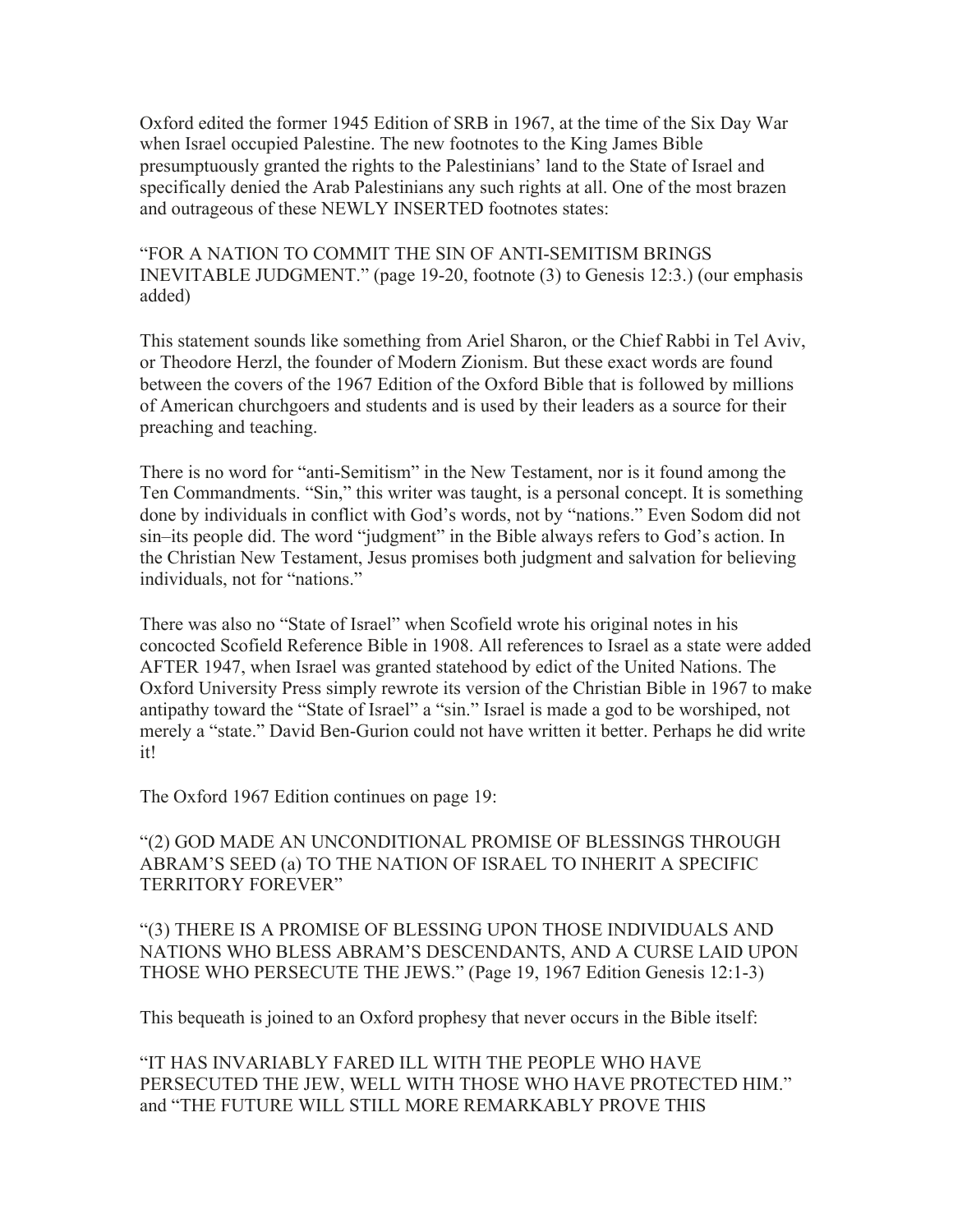Oxford edited the former 1945 Edition of SRB in 1967, at the time of the Six Day War when Israel occupied Palestine. The new footnotes to the King James Bible presumptuously granted the rights to the Palestinians' land to the State of Israel and specifically denied the Arab Palestinians any such rights at all. One of the most brazen and outrageous of these NEWLY INSERTED footnotes states:

"FOR A NATION TO COMMIT THE SIN OF ANTI-SEMITISM BRINGS INEVITABLE JUDGMENT." (page 19-20, footnote (3) to Genesis 12:3.) (our emphasis added)

This statement sounds like something from Ariel Sharon, or the Chief Rabbi in Tel Aviv, or Theodore Herzl, the founder of Modern Zionism. But these exact words are found between the covers of the 1967 Edition of the Oxford Bible that is followed by millions of American churchgoers and students and is used by their leaders as a source for their preaching and teaching.

There is no word for "anti-Semitism" in the New Testament, nor is it found among the Ten Commandments. "Sin," this writer was taught, is a personal concept. It is something done by individuals in conflict with God's words, not by "nations." Even Sodom did not sin–its people did. The word "judgment" in the Bible always refers to God's action. In the Christian New Testament, Jesus promises both judgment and salvation for believing individuals, not for "nations."

There was also no "State of Israel" when Scofield wrote his original notes in his concocted Scofield Reference Bible in 1908. All references to Israel as a state were added AFTER 1947, when Israel was granted statehood by edict of the United Nations. The Oxford University Press simply rewrote its version of the Christian Bible in 1967 to make antipathy toward the "State of Israel" a "sin." Israel is made a god to be worshiped, not merely a "state." David Ben-Gurion could not have written it better. Perhaps he did write it!

The Oxford 1967 Edition continues on page 19:

"(2) GOD MADE AN UNCONDITIONAL PROMISE OF BLESSINGS THROUGH ABRAM'S SEED (a) TO THE NATION OF ISRAEL TO INHERIT A SPECIFIC TERRITORY FOREVER"

"(3) THERE IS A PROMISE OF BLESSING UPON THOSE INDIVIDUALS AND NATIONS WHO BLESS ABRAM'S DESCENDANTS, AND A CURSE LAID UPON THOSE WHO PERSECUTE THE JEWS." (Page 19, 1967 Edition Genesis 12:1-3)

This bequeath is joined to an Oxford prophesy that never occurs in the Bible itself:

"IT HAS INVARIABLY FARED ILL WITH THE PEOPLE WHO HAVE PERSECUTED THE JEW, WELL WITH THOSE WHO HAVE PROTECTED HIM." and "THE FUTURE WILL STILL MORE REMARKABLY PROVE THIS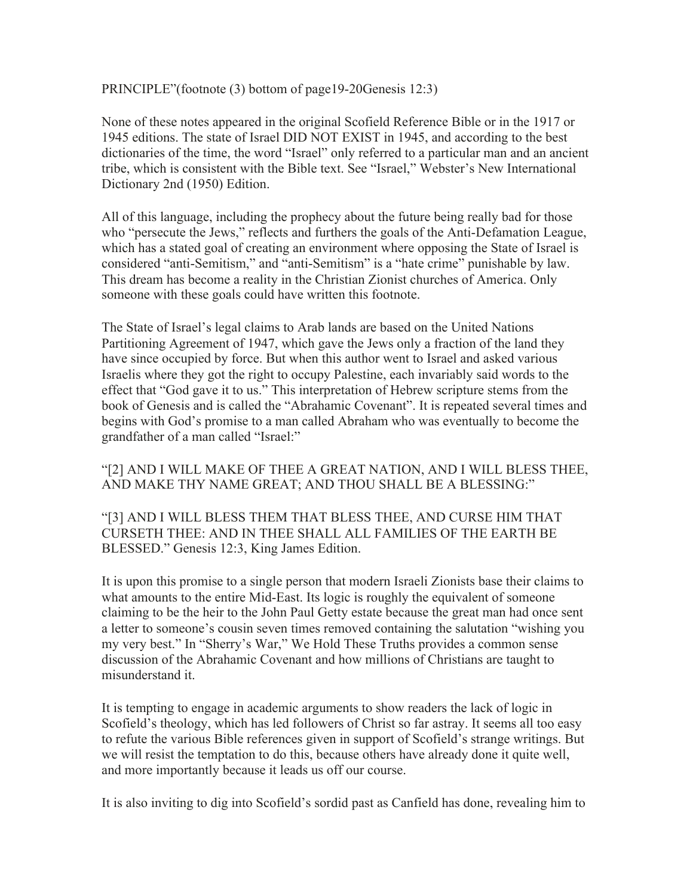PRINCIPLE"(footnote (3) bottom of page19-20Genesis 12:3)

None of these notes appeared in the original Scofield Reference Bible or in the 1917 or 1945 editions. The state of Israel DID NOT EXIST in 1945, and according to the best dictionaries of the time, the word "Israel" only referred to a particular man and an ancient tribe, which is consistent with the Bible text. See "Israel," Webster's New International Dictionary 2nd (1950) Edition.

All of this language, including the prophecy about the future being really bad for those who "persecute the Jews," reflects and furthers the goals of the Anti-Defamation League, which has a stated goal of creating an environment where opposing the State of Israel is considered "anti-Semitism," and "anti-Semitism" is a "hate crime" punishable by law. This dream has become a reality in the Christian Zionist churches of America. Only someone with these goals could have written this footnote.

The State of Israel's legal claims to Arab lands are based on the United Nations Partitioning Agreement of 1947, which gave the Jews only a fraction of the land they have since occupied by force. But when this author went to Israel and asked various Israelis where they got the right to occupy Palestine, each invariably said words to the effect that "God gave it to us." This interpretation of Hebrew scripture stems from the book of Genesis and is called the "Abrahamic Covenant". It is repeated several times and begins with God's promise to a man called Abraham who was eventually to become the grandfather of a man called "Israel:"

"[2] AND I WILL MAKE OF THEE A GREAT NATION, AND I WILL BLESS THEE, AND MAKE THY NAME GREAT; AND THOU SHALL BE A BLESSING:"

"[3] AND I WILL BLESS THEM THAT BLESS THEE, AND CURSE HIM THAT CURSETH THEE: AND IN THEE SHALL ALL FAMILIES OF THE EARTH BE BLESSED." Genesis 12:3, King James Edition.

It is upon this promise to a single person that modern Israeli Zionists base their claims to what amounts to the entire Mid-East. Its logic is roughly the equivalent of someone claiming to be the heir to the John Paul Getty estate because the great man had once sent a letter to someone's cousin seven times removed containing the salutation "wishing you my very best." In "Sherry's War," We Hold These Truths provides a common sense discussion of the Abrahamic Covenant and how millions of Christians are taught to misunderstand it.

It is tempting to engage in academic arguments to show readers the lack of logic in Scofield's theology, which has led followers of Christ so far astray. It seems all too easy to refute the various Bible references given in support of Scofield's strange writings. But we will resist the temptation to do this, because others have already done it quite well, and more importantly because it leads us off our course.

It is also inviting to dig into Scofield's sordid past as Canfield has done, revealing him to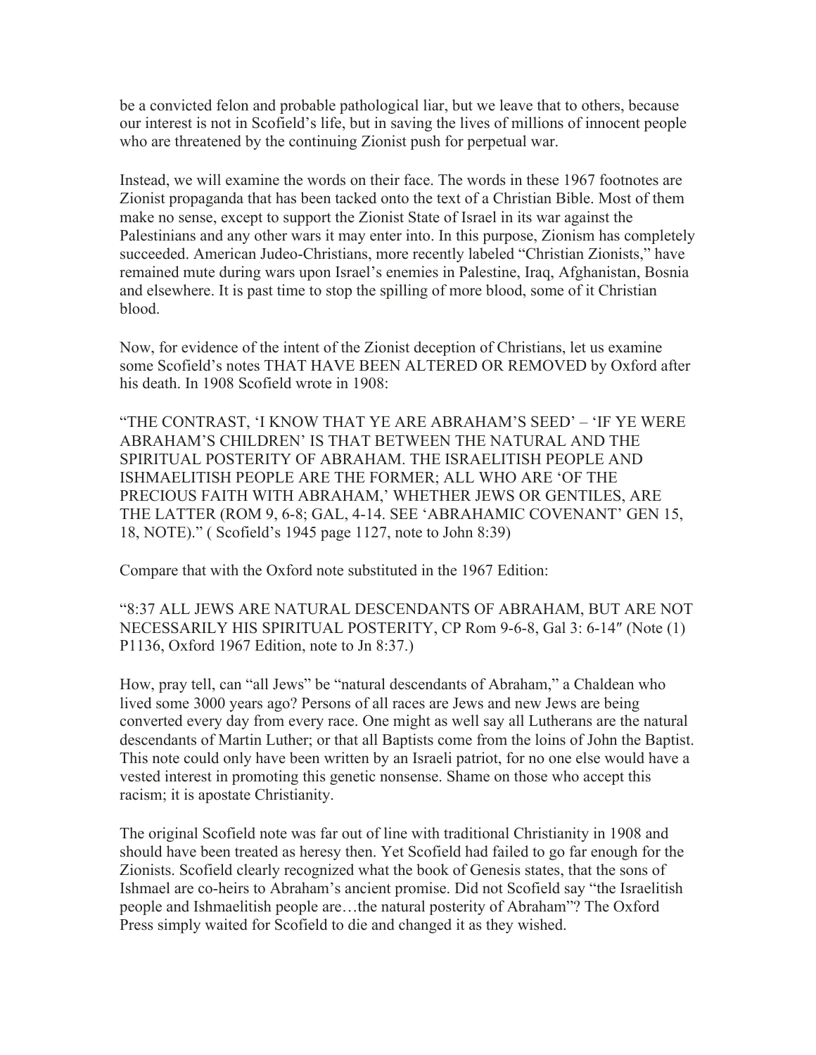be a convicted felon and probable pathological liar, but we leave that to others, because our interest is not in Scofield's life, but in saving the lives of millions of innocent people who are threatened by the continuing Zionist push for perpetual war.

Instead, we will examine the words on their face. The words in these 1967 footnotes are Zionist propaganda that has been tacked onto the text of a Christian Bible. Most of them make no sense, except to support the Zionist State of Israel in its war against the Palestinians and any other wars it may enter into. In this purpose, Zionism has completely succeeded. American Judeo-Christians, more recently labeled "Christian Zionists," have remained mute during wars upon Israel's enemies in Palestine, Iraq, Afghanistan, Bosnia and elsewhere. It is past time to stop the spilling of more blood, some of it Christian blood.

Now, for evidence of the intent of the Zionist deception of Christians, let us examine some Scofield's notes THAT HAVE BEEN ALTERED OR REMOVED by Oxford after his death. In 1908 Scofield wrote in 1908:

"THE CONTRAST, 'I KNOW THAT YE ARE ABRAHAM'S SEED' – 'IF YE WERE ABRAHAM'S CHILDREN' IS THAT BETWEEN THE NATURAL AND THE SPIRITUAL POSTERITY OF ABRAHAM. THE ISRAELITISH PEOPLE AND ISHMAELITISH PEOPLE ARE THE FORMER; ALL WHO ARE 'OF THE PRECIOUS FAITH WITH ABRAHAM,' WHETHER JEWS OR GENTILES, ARE THE LATTER (ROM 9, 6-8; GAL, 4-14. SEE 'ABRAHAMIC COVENANT' GEN 15, 18, NOTE)." ( Scofield's 1945 page 1127, note to John 8:39)

Compare that with the Oxford note substituted in the 1967 Edition:

"8:37 ALL JEWS ARE NATURAL DESCENDANTS OF ABRAHAM, BUT ARE NOT NECESSARILY HIS SPIRITUAL POSTERITY, CP Rom 9-6-8, Gal 3: 6-14″ (Note (1) P1136, Oxford 1967 Edition, note to Jn 8:37.)

How, pray tell, can "all Jews" be "natural descendants of Abraham," a Chaldean who lived some 3000 years ago? Persons of all races are Jews and new Jews are being converted every day from every race. One might as well say all Lutherans are the natural descendants of Martin Luther; or that all Baptists come from the loins of John the Baptist. This note could only have been written by an Israeli patriot, for no one else would have a vested interest in promoting this genetic nonsense. Shame on those who accept this racism; it is apostate Christianity.

The original Scofield note was far out of line with traditional Christianity in 1908 and should have been treated as heresy then. Yet Scofield had failed to go far enough for the Zionists. Scofield clearly recognized what the book of Genesis states, that the sons of Ishmael are co-heirs to Abraham's ancient promise. Did not Scofield say "the Israelitish people and Ishmaelitish people are…the natural posterity of Abraham"? The Oxford Press simply waited for Scofield to die and changed it as they wished.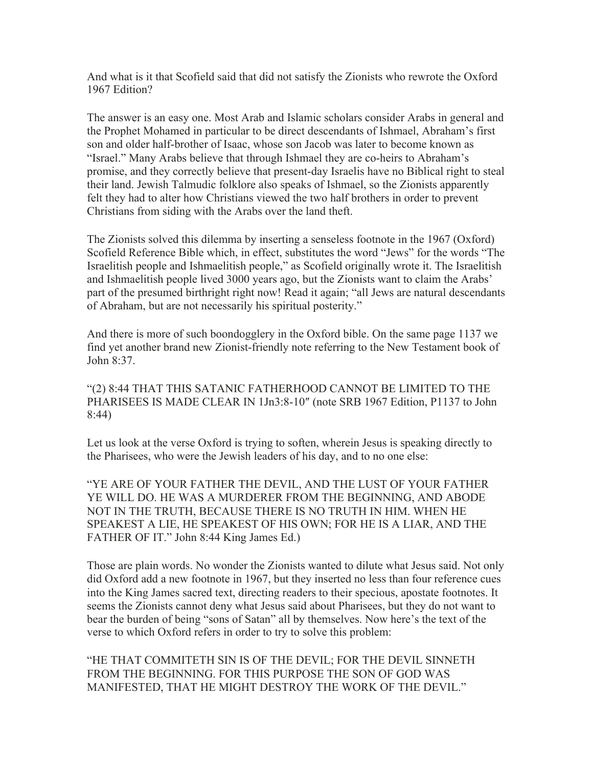And what is it that Scofield said that did not satisfy the Zionists who rewrote the Oxford 1967 Edition?

The answer is an easy one. Most Arab and Islamic scholars consider Arabs in general and the Prophet Mohamed in particular to be direct descendants of Ishmael, Abraham's first son and older half-brother of Isaac, whose son Jacob was later to become known as "Israel." Many Arabs believe that through Ishmael they are co-heirs to Abraham's promise, and they correctly believe that present-day Israelis have no Biblical right to steal their land. Jewish Talmudic folklore also speaks of Ishmael, so the Zionists apparently felt they had to alter how Christians viewed the two half brothers in order to prevent Christians from siding with the Arabs over the land theft.

The Zionists solved this dilemma by inserting a senseless footnote in the 1967 (Oxford) Scofield Reference Bible which, in effect, substitutes the word "Jews" for the words "The Israelitish people and Ishmaelitish people," as Scofield originally wrote it. The Israelitish and Ishmaelitish people lived 3000 years ago, but the Zionists want to claim the Arabs' part of the presumed birthright right now! Read it again; "all Jews are natural descendants of Abraham, but are not necessarily his spiritual posterity."

And there is more of such boondogglery in the Oxford bible. On the same page 1137 we find yet another brand new Zionist-friendly note referring to the New Testament book of John 8:37.

"(2) 8:44 THAT THIS SATANIC FATHERHOOD CANNOT BE LIMITED TO THE PHARISEES IS MADE CLEAR IN 1Jn3:8-10″ (note SRB 1967 Edition, P1137 to John 8:44)

Let us look at the verse Oxford is trying to soften, wherein Jesus is speaking directly to the Pharisees, who were the Jewish leaders of his day, and to no one else:

"YE ARE OF YOUR FATHER THE DEVIL, AND THE LUST OF YOUR FATHER YE WILL DO. HE WAS A MURDERER FROM THE BEGINNING, AND ABODE NOT IN THE TRUTH, BECAUSE THERE IS NO TRUTH IN HIM. WHEN HE SPEAKEST A LIE, HE SPEAKEST OF HIS OWN; FOR HE IS A LIAR, AND THE FATHER OF IT." John 8:44 King James Ed.)

Those are plain words. No wonder the Zionists wanted to dilute what Jesus said. Not only did Oxford add a new footnote in 1967, but they inserted no less than four reference cues into the King James sacred text, directing readers to their specious, apostate footnotes. It seems the Zionists cannot deny what Jesus said about Pharisees, but they do not want to bear the burden of being "sons of Satan" all by themselves. Now here's the text of the verse to which Oxford refers in order to try to solve this problem:

"HE THAT COMMITETH SIN IS OF THE DEVIL; FOR THE DEVIL SINNETH FROM THE BEGINNING. FOR THIS PURPOSE THE SON OF GOD WAS MANIFESTED, THAT HE MIGHT DESTROY THE WORK OF THE DEVIL."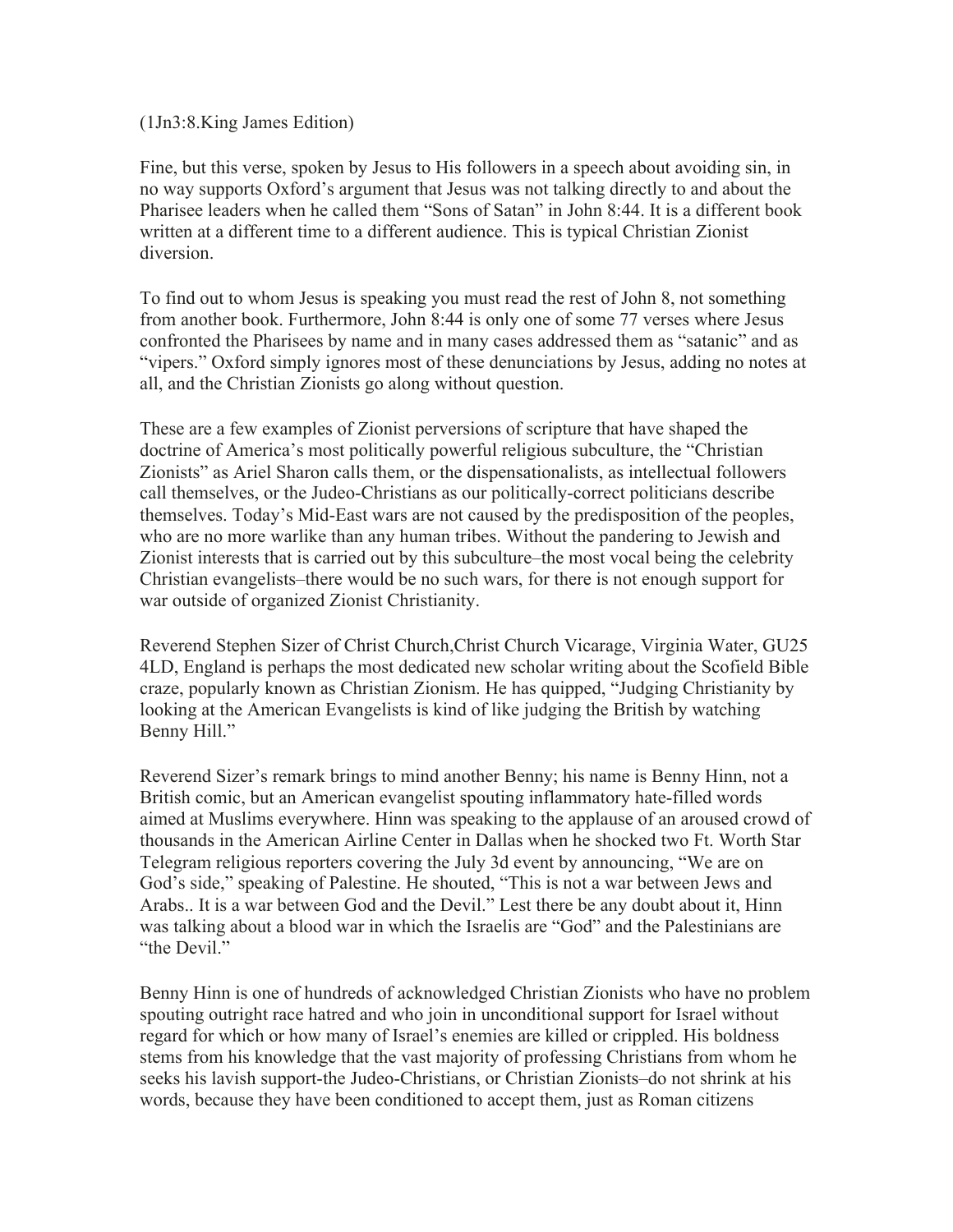(1Jn3:8.King James Edition)

Fine, but this verse, spoken by Jesus to His followers in a speech about avoiding sin, in no way supports Oxford's argument that Jesus was not talking directly to and about the Pharisee leaders when he called them "Sons of Satan" in John 8:44. It is a different book written at a different time to a different audience. This is typical Christian Zionist diversion.

To find out to whom Jesus is speaking you must read the rest of John 8, not something from another book. Furthermore, John 8:44 is only one of some 77 verses where Jesus confronted the Pharisees by name and in many cases addressed them as "satanic" and as "vipers." Oxford simply ignores most of these denunciations by Jesus, adding no notes at all, and the Christian Zionists go along without question.

These are a few examples of Zionist perversions of scripture that have shaped the doctrine of America's most politically powerful religious subculture, the "Christian Zionists" as Ariel Sharon calls them, or the dispensationalists, as intellectual followers call themselves, or the Judeo-Christians as our politically-correct politicians describe themselves. Today's Mid-East wars are not caused by the predisposition of the peoples, who are no more warlike than any human tribes. Without the pandering to Jewish and Zionist interests that is carried out by this subculture–the most vocal being the celebrity Christian evangelists–there would be no such wars, for there is not enough support for war outside of organized Zionist Christianity.

Reverend Stephen Sizer of Christ Church,Christ Church Vicarage, Virginia Water, GU25 4LD, England is perhaps the most dedicated new scholar writing about the Scofield Bible craze, popularly known as Christian Zionism. He has quipped, "Judging Christianity by looking at the American Evangelists is kind of like judging the British by watching Benny Hill."

Reverend Sizer's remark brings to mind another Benny; his name is Benny Hinn, not a British comic, but an American evangelist spouting inflammatory hate-filled words aimed at Muslims everywhere. Hinn was speaking to the applause of an aroused crowd of thousands in the American Airline Center in Dallas when he shocked two Ft. Worth Star Telegram religious reporters covering the July 3d event by announcing, "We are on God's side," speaking of Palestine. He shouted, "This is not a war between Jews and Arabs.. It is a war between God and the Devil." Lest there be any doubt about it, Hinn was talking about a blood war in which the Israelis are "God" and the Palestinians are "the Devil."

Benny Hinn is one of hundreds of acknowledged Christian Zionists who have no problem spouting outright race hatred and who join in unconditional support for Israel without regard for which or how many of Israel's enemies are killed or crippled. His boldness stems from his knowledge that the vast majority of professing Christians from whom he seeks his lavish support-the Judeo-Christians, or Christian Zionists–do not shrink at his words, because they have been conditioned to accept them, just as Roman citizens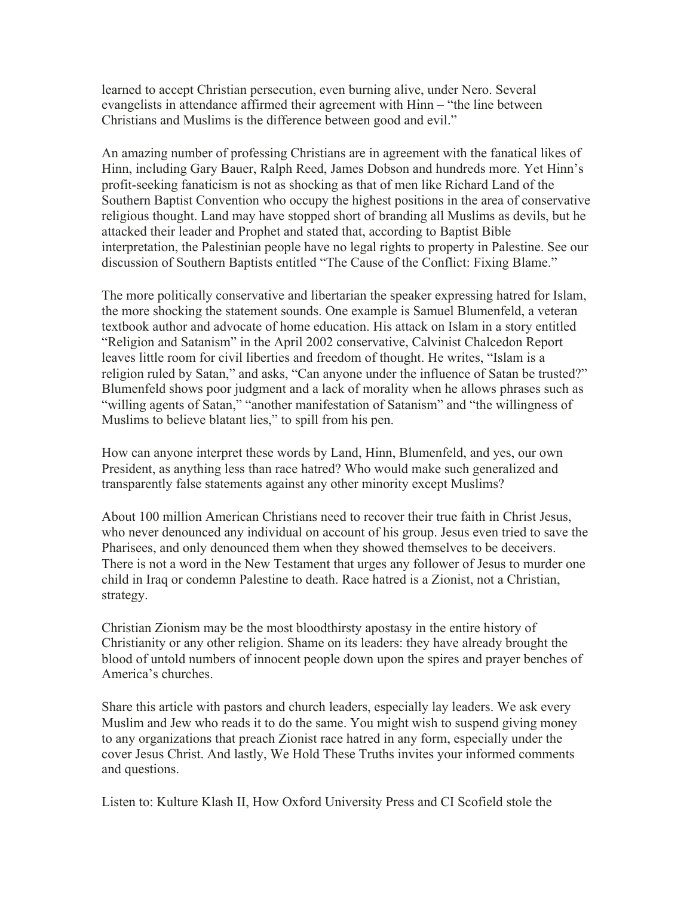learned to accept Christian persecution, even burning alive, under Nero. Several evangelists in attendance affirmed their agreement with Hinn – "the line between Christians and Muslims is the difference between good and evil."

An amazing number of professing Christians are in agreement with the fanatical likes of Hinn, including Gary Bauer, Ralph Reed, James Dobson and hundreds more. Yet Hinn's profit-seeking fanaticism is not as shocking as that of men like Richard Land of the Southern Baptist Convention who occupy the highest positions in the area of conservative religious thought. Land may have stopped short of branding all Muslims as devils, but he attacked their leader and Prophet and stated that, according to Baptist Bible interpretation, the Palestinian people have no legal rights to property in Palestine. See our discussion of Southern Baptists entitled "The Cause of the Conflict: Fixing Blame."

The more politically conservative and libertarian the speaker expressing hatred for Islam, the more shocking the statement sounds. One example is Samuel Blumenfeld, a veteran textbook author and advocate of home education. His attack on Islam in a story entitled "Religion and Satanism" in the April 2002 conservative, Calvinist Chalcedon Report leaves little room for civil liberties and freedom of thought. He writes, "Islam is a religion ruled by Satan," and asks, "Can anyone under the influence of Satan be trusted?" Blumenfeld shows poor judgment and a lack of morality when he allows phrases such as "willing agents of Satan," "another manifestation of Satanism" and "the willingness of Muslims to believe blatant lies," to spill from his pen.

How can anyone interpret these words by Land, Hinn, Blumenfeld, and yes, our own President, as anything less than race hatred? Who would make such generalized and transparently false statements against any other minority except Muslims?

About 100 million American Christians need to recover their true faith in Christ Jesus, who never denounced any individual on account of his group. Jesus even tried to save the Pharisees, and only denounced them when they showed themselves to be deceivers. There is not a word in the New Testament that urges any follower of Jesus to murder one child in Iraq or condemn Palestine to death. Race hatred is a Zionist, not a Christian, strategy.

Christian Zionism may be the most bloodthirsty apostasy in the entire history of Christianity or any other religion. Shame on its leaders: they have already brought the blood of untold numbers of innocent people down upon the spires and prayer benches of America's churches.

Share this article with pastors and church leaders, especially lay leaders. We ask every Muslim and Jew who reads it to do the same. You might wish to suspend giving money to any organizations that preach Zionist race hatred in any form, especially under the cover Jesus Christ. And lastly, We Hold These Truths invites your informed comments and questions.

Listen to: Kulture Klash II, How Oxford University Press and CI Scofield stole the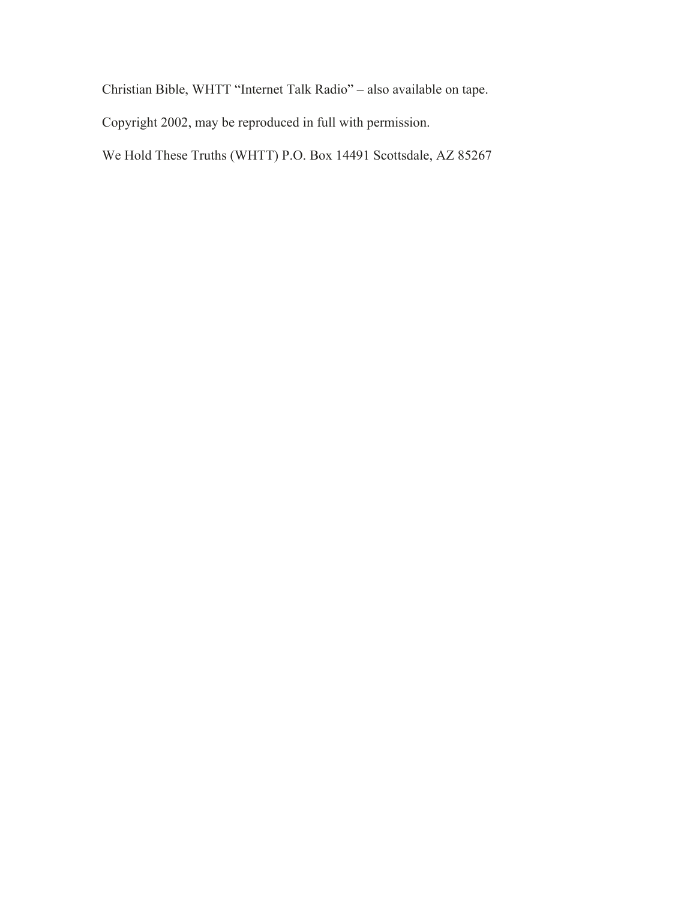Christian Bible, WHTT "Internet Talk Radio" – also available on tape.

Copyright 2002, may be reproduced in full with permission.

We Hold These Truths (WHTT) P.O. Box 14491 Scottsdale, AZ 85267